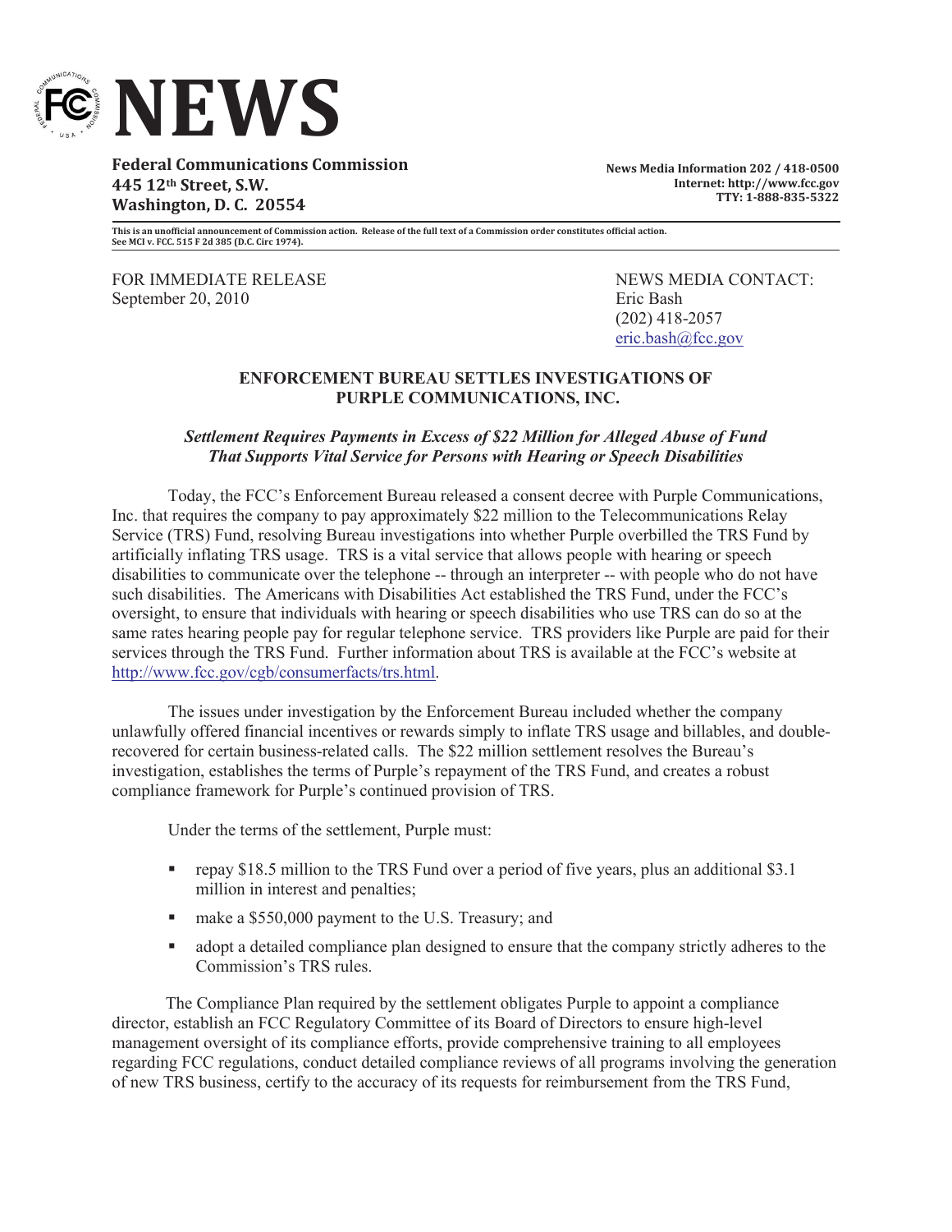# NEWS

**Federal Communications Commission**
**445 12th Street, S.W.**
**Washington, D. C. 20554**

**News Media Information 202 / 418-0500**
**Internet: http://www.fcc.gov**
**TTY: 1-888-835-5322**

**This is an unofficial announcement of Commission action. Release of the full text of a Commission order constitutes official action. See MCI v. FCC. 515 F 2d 385 (D.C. Circ 1974).**

FOR IMMEDIATE RELEASE
September 20, 2010

NEWS MEDIA CONTACT:
Eric Bash
(202) 418-2057
eric.bash@fcc.gov

## ENFORCEMENT BUREAU SETTLES INVESTIGATIONS OF PURPLE COMMUNICATIONS, INC.

***Settlement Requires Payments in Excess of $22 Million for Alleged Abuse of Fund That Supports Vital Service for Persons with Hearing or Speech Disabilities***

Today, the FCC's Enforcement Bureau released a consent decree with Purple Communications, Inc. that requires the company to pay approximately $22 million to the Telecommunications Relay Service (TRS) Fund, resolving Bureau investigations into whether Purple overbilled the TRS Fund by artificially inflating TRS usage. TRS is a vital service that allows people with hearing or speech disabilities to communicate over the telephone -- through an interpreter -- with people who do not have such disabilities. The Americans with Disabilities Act established the TRS Fund, under the FCC's oversight, to ensure that individuals with hearing or speech disabilities who use TRS can do so at the same rates hearing people pay for regular telephone service. TRS providers like Purple are paid for their services through the TRS Fund. Further information about TRS is available at the FCC's website at http://www.fcc.gov/cgb/consumerfacts/trs.html.

The issues under investigation by the Enforcement Bureau included whether the company unlawfully offered financial incentives or rewards simply to inflate TRS usage and billables, and double-recovered for certain business-related calls. The $22 million settlement resolves the Bureau's investigation, establishes the terms of Purple's repayment of the TRS Fund, and creates a robust compliance framework for Purple's continued provision of TRS.

Under the terms of the settlement, Purple must:

- repay $18.5 million to the TRS Fund over a period of five years, plus an additional $3.1 million in interest and penalties;
- make a $550,000 payment to the U.S. Treasury; and
- adopt a detailed compliance plan designed to ensure that the company strictly adheres to the Commission's TRS rules.

The Compliance Plan required by the settlement obligates Purple to appoint a compliance director, establish an FCC Regulatory Committee of its Board of Directors to ensure high-level management oversight of its compliance efforts, provide comprehensive training to all employees regarding FCC regulations, conduct detailed compliance reviews of all programs involving the generation of new TRS business, certify to the accuracy of its requests for reimbursement from the TRS Fund,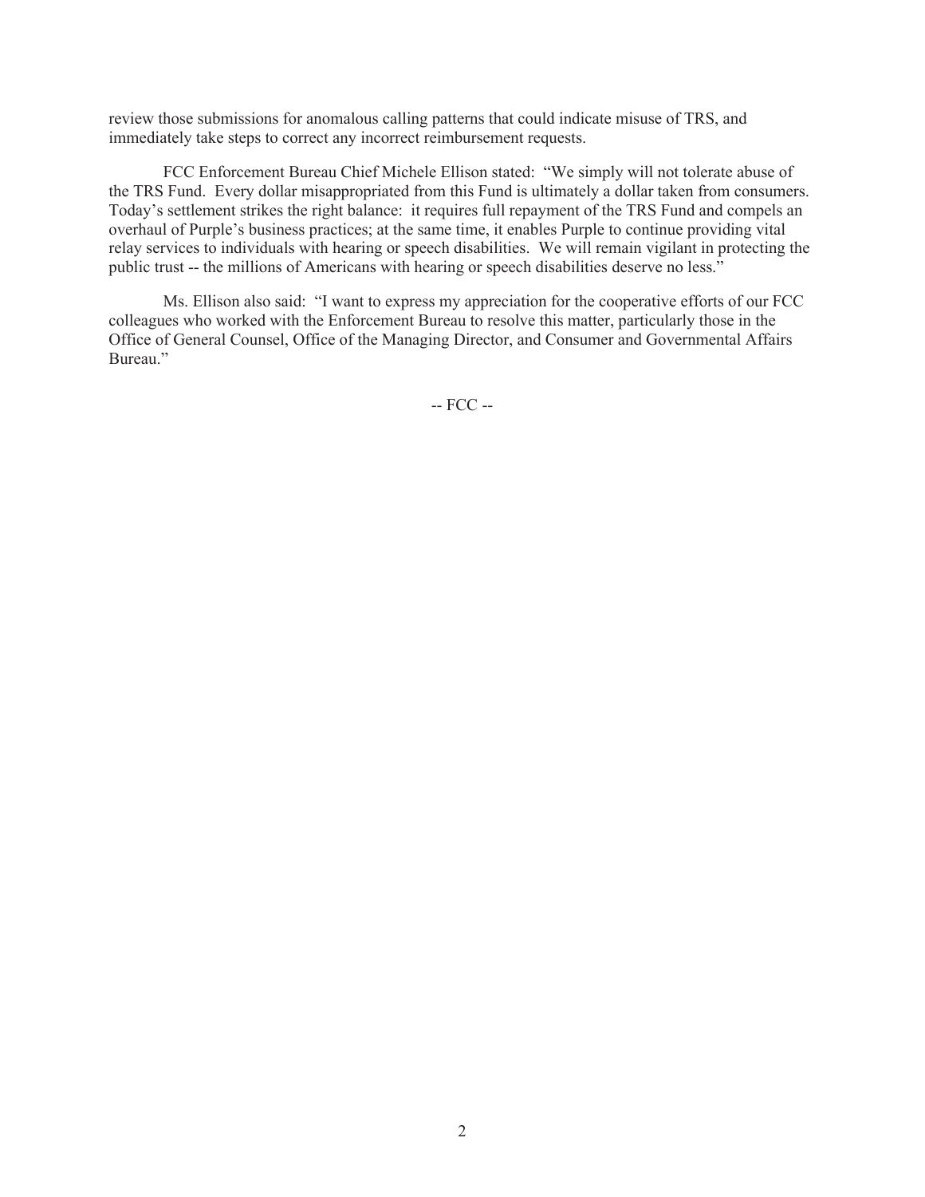review those submissions for anomalous calling patterns that could indicate misuse of TRS, and immediately take steps to correct any incorrect reimbursement requests.

FCC Enforcement Bureau Chief Michele Ellison stated: "We simply will not tolerate abuse of the TRS Fund. Every dollar misappropriated from this Fund is ultimately a dollar taken from consumers. Today's settlement strikes the right balance: it requires full repayment of the TRS Fund and compels an overhaul of Purple's business practices; at the same time, it enables Purple to continue providing vital relay services to individuals with hearing or speech disabilities. We will remain vigilant in protecting the public trust -- the millions of Americans with hearing or speech disabilities deserve no less."

Ms. Ellison also said: "I want to express my appreciation for the cooperative efforts of our FCC colleagues who worked with the Enforcement Bureau to resolve this matter, particularly those in the Office of General Counsel, Office of the Managing Director, and Consumer and Governmental Affairs Bureau."

-- FCC --